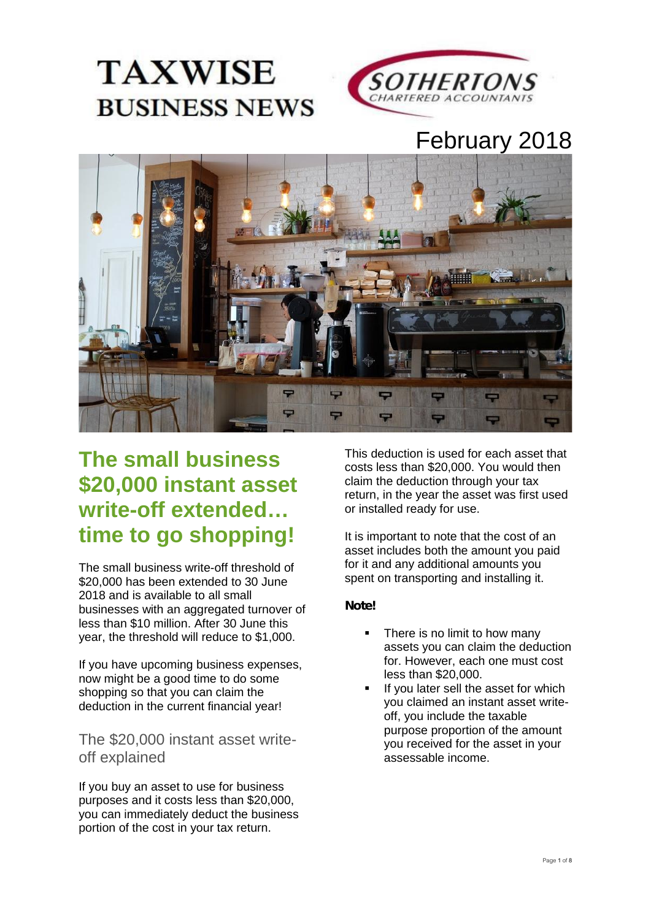# TAXWISE BUSINESS NEWS

SOTHERTONS CHARTERED ACCOUNTANTS

February 2018

## The small business $20,000 instant asset write-off extended… time to go shopping!

The small business write-off threshold of $20,000 has been extended to 30 June 2018 and is available to all small businesses with an aggregated turnover of less than $10 million. After 30 June this year, the threshold will reduce to $1,000.

If you have upcoming business expenses, now might be a good time to do some shopping so that you can claim the deduction in the current financial year!

### The $20,000 instant asset write-off explained

If you buy an asset to use for business purposes and it costs less than $20,000, you can immediately deduct the business portion of the cost in your tax return.

This deduction is used for each asset that costs less than $20,000. You would then claim the deduction through your tax return, in the year the asset was first used or installed ready for use.

It is important to note that the cost of an asset includes both the amount you paid for it and any additional amounts you spent on transporting and installing it.

**Note!**

- There is no limit to how many assets you can claim the deduction for. However, each one must cost less than $20,000.
- If you later sell the asset for which you claimed an instant asset write-off, you include the taxable purpose proportion of the amount you received for the asset in your assessable income.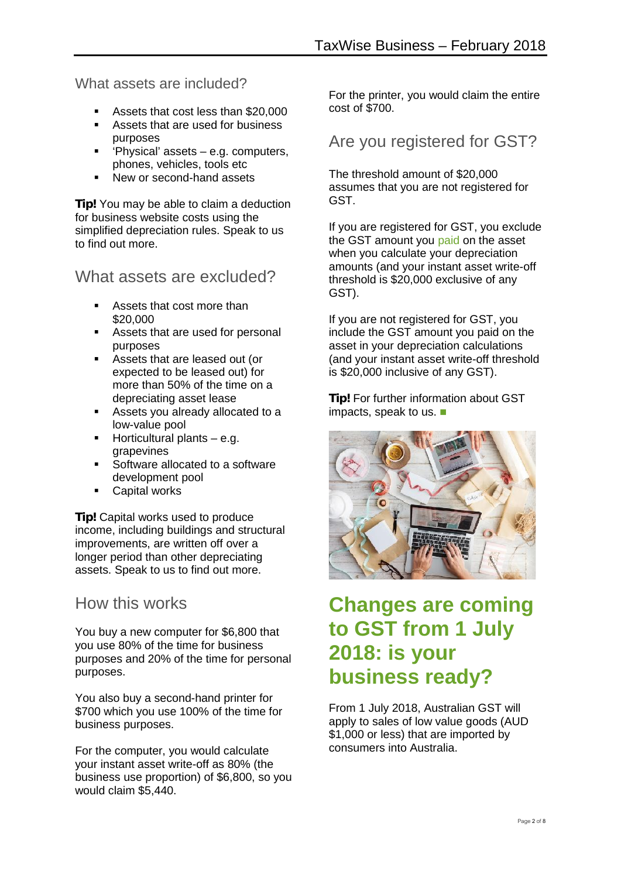## What assets are included?

- Assets that cost less than $20,000
- Assets that are used for business purposes
- 'Physical' assets – e.g. computers, phones, vehicles, tools etc
- New or second-hand assets

**Tip!** You may be able to claim a deduction for business website costs using the simplified depreciation rules. Speak to us to find out more.

## What assets are excluded?

- Assets that cost more than $20,000
- Assets that are used for personal purposes
- Assets that are leased out (or expected to be leased out) for more than 50% of the time on a depreciating asset lease
- Assets you already allocated to a low-value pool
- Horticultural plants – e.g. grapevines
- Software allocated to a software development pool
- Capital works

**Tip!** Capital works used to produce income, including buildings and structural improvements, are written off over a longer period than other depreciating assets. Speak to us to find out more.

## How this works

You buy a new computer for $6,800 that you use 80% of the time for business purposes and 20% of the time for personal purposes.

You also buy a second-hand printer for $700 which you use 100% of the time for business purposes.

For the computer, you would calculate your instant asset write-off as 80% (the business use proportion) of $6,800, so you would claim $5,440.

For the printer, you would claim the entire cost of $700.

## Are you registered for GST?

The threshold amount of $20,000 assumes that you are not registered for GST.

If you are registered for GST, you exclude the GST amount you paid on the asset when you calculate your depreciation amounts (and your instant asset write-off threshold is $20,000 exclusive of any GST).

If you are not registered for GST, you include the GST amount you paid on the asset in your depreciation calculations (and your instant asset write-off threshold is $20,000 inclusive of any GST).

**Tip!** For further information about GST impacts, speak to us. ■

# Changes are coming to GST from 1 July 2018: is your business ready?

From 1 July 2018, Australian GST will apply to sales of low value goods (AUD $1,000 or less) that are imported by consumers into Australia.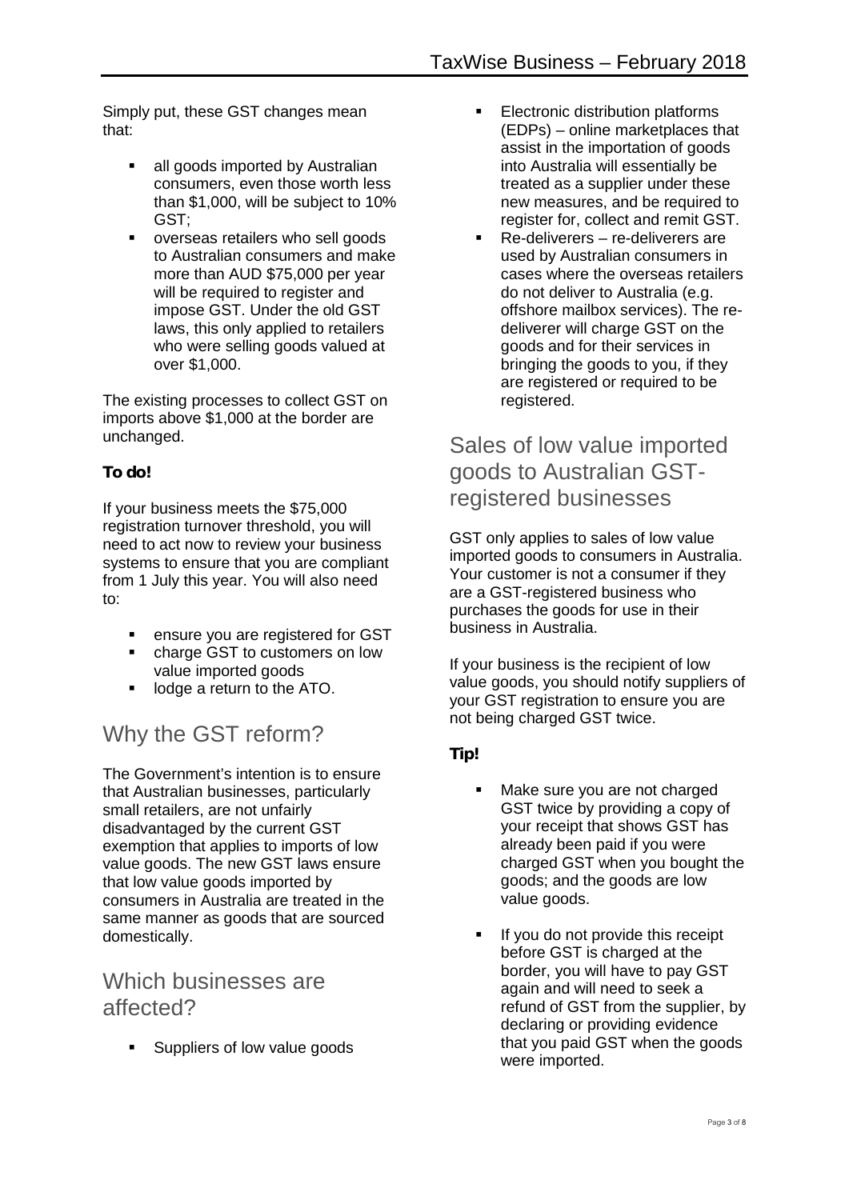Simply put, these GST changes mean that:

- all goods imported by Australian consumers, even those worth less than $1,000, will be subject to 10% GST;
- overseas retailers who sell goods to Australian consumers and make more than AUD $75,000 per year will be required to register and impose GST. Under the old GST laws, this only applied to retailers who were selling goods valued at over $1,000.

The existing processes to collect GST on imports above $1,000 at the border are unchanged.

**To do!**

If your business meets the $75,000 registration turnover threshold, you will need to act now to review your business systems to ensure that you are compliant from 1 July this year. You will also need to:

- ensure you are registered for GST
- charge GST to customers on low value imported goods
- lodge a return to the ATO.

## Why the GST reform?

The Government's intention is to ensure that Australian businesses, particularly small retailers, are not unfairly disadvantaged by the current GST exemption that applies to imports of low value goods. The new GST laws ensure that low value goods imported by consumers in Australia are treated in the same manner as goods that are sourced domestically.

## Which businesses are affected?

- Suppliers of low value goods
- Electronic distribution platforms (EDPs) – online marketplaces that assist in the importation of goods into Australia will essentially be treated as a supplier under these new measures, and be required to register for, collect and remit GST.
- Re-deliverers – re-deliverers are used by Australian consumers in cases where the overseas retailers do not deliver to Australia (e.g. offshore mailbox services). The re-deliverer will charge GST on the goods and for their services in bringing the goods to you, if they are registered or required to be registered.

## Sales of low value imported goods to Australian GST-registered businesses

GST only applies to sales of low value imported goods to consumers in Australia. Your customer is not a consumer if they are a GST-registered business who purchases the goods for use in their business in Australia.

If your business is the recipient of low value goods, you should notify suppliers of your GST registration to ensure you are not being charged GST twice.

**Tip!**

- Make sure you are not charged GST twice by providing a copy of your receipt that shows GST has already been paid if you were charged GST when you bought the goods; and the goods are low value goods.
- If you do not provide this receipt before GST is charged at the border, you will have to pay GST again and will need to seek a refund of GST from the supplier, by declaring or providing evidence that you paid GST when the goods were imported.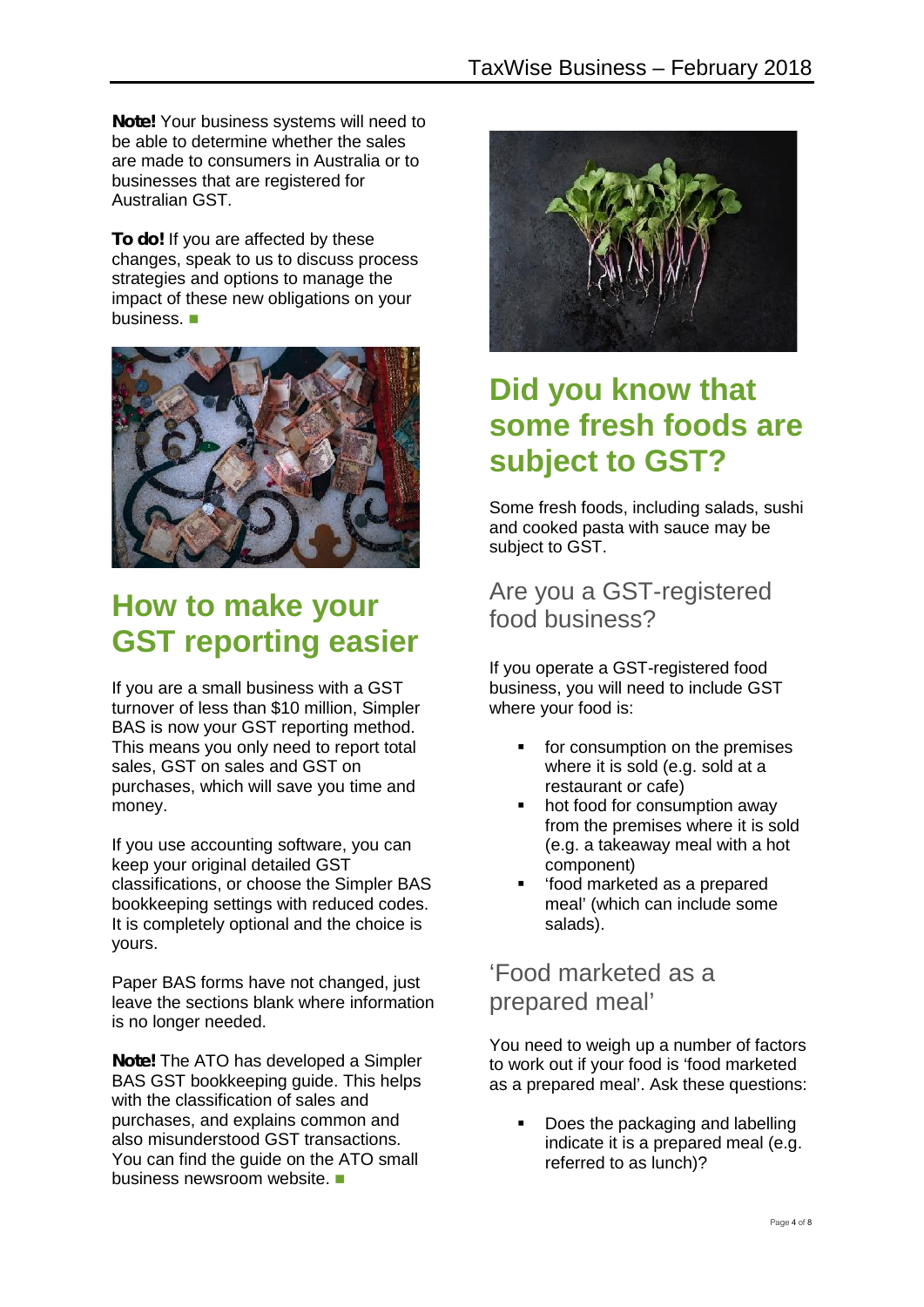**Note!** Your business systems will need to be able to determine whether the sales are made to consumers in Australia or to businesses that are registered for Australian GST.

**To do!** If you are affected by these changes, speak to us to discuss process strategies and options to manage the impact of these new obligations on your business. ■

## How to make your GST reporting easier

If you are a small business with a GST turnover of less than $10 million, Simpler BAS is now your GST reporting method. This means you only need to report total sales, GST on sales and GST on purchases, which will save you time and money.

If you use accounting software, you can keep your original detailed GST classifications, or choose the Simpler BAS bookkeeping settings with reduced codes. It is completely optional and the choice is yours.

Paper BAS forms have not changed, just leave the sections blank where information is no longer needed.

**Note!** The ATO has developed a Simpler BAS GST bookkeeping guide. This helps with the classification of sales and purchases, and explains common and also misunderstood GST transactions. You can find the guide on the ATO small business newsroom website. ■

## Did you know that some fresh foods are subject to GST?

Some fresh foods, including salads, sushi and cooked pasta with sauce may be subject to GST.

### Are you a GST-registered food business?

If you operate a GST-registered food business, you will need to include GST where your food is:

- for consumption on the premises where it is sold (e.g. sold at a restaurant or cafe)
- hot food for consumption away from the premises where it is sold (e.g. a takeaway meal with a hot component)
- 'food marketed as a prepared meal' (which can include some salads).

### 'Food marketed as a prepared meal'

You need to weigh up a number of factors to work out if your food is 'food marketed as a prepared meal'. Ask these questions:

- Does the packaging and labelling indicate it is a prepared meal (e.g. referred to as lunch)?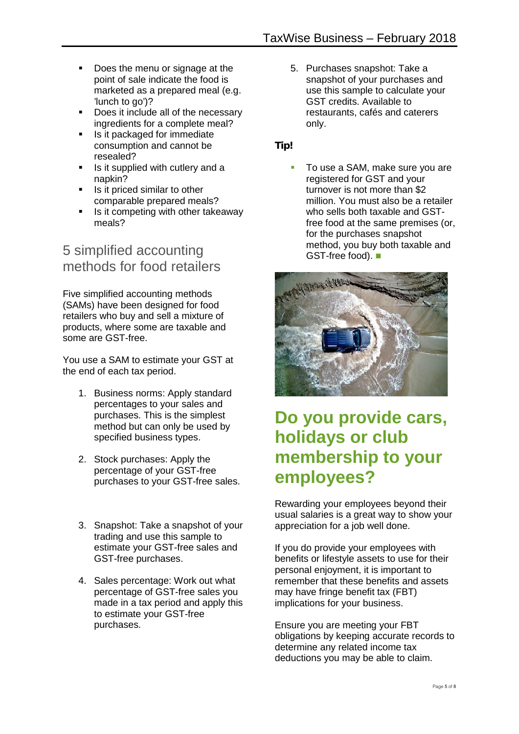- Does the menu or signage at the point of sale indicate the food is marketed as a prepared meal (e.g. 'lunch to go')?
- Does it include all of the necessary ingredients for a complete meal?
- Is it packaged for immediate consumption and cannot be resealed?
- Is it supplied with cutlery and a napkin?
- Is it priced similar to other comparable prepared meals?
- Is it competing with other takeaway meals?

## 5 simplified accounting methods for food retailers

Five simplified accounting methods (SAMs) have been designed for food retailers who buy and sell a mixture of products, where some are taxable and some are GST-free.

You use a SAM to estimate your GST at the end of each tax period.

1. Business norms: Apply standard percentages to your sales and purchases. This is the simplest method but can only be used by specified business types.

2. Stock purchases: Apply the percentage of your GST-free purchases to your GST-free sales.

3. Snapshot: Take a snapshot of your trading and use this sample to estimate your GST-free sales and GST-free purchases.

4. Sales percentage: Work out what percentage of GST-free sales you made in a tax period and apply this to estimate your GST-free purchases.

5. Purchases snapshot: Take a snapshot of your purchases and use this sample to calculate your GST credits. Available to restaurants, cafés and caterers only.

**Tip!**

- To use a SAM, make sure you are registered for GST and your turnover is not more than $2 million. You must also be a retailer who sells both taxable and GST-free food at the same premises (or, for the purchases snapshot method, you buy both taxable and GST-free food).

# Do you provide cars, holidays or club membership to your employees?

Rewarding your employees beyond their usual salaries is a great way to show your appreciation for a job well done.

If you do provide your employees with benefits or lifestyle assets to use for their personal enjoyment, it is important to remember that these benefits and assets may have fringe benefit tax (FBT) implications for your business.

Ensure you are meeting your FBT obligations by keeping accurate records to determine any related income tax deductions you may be able to claim.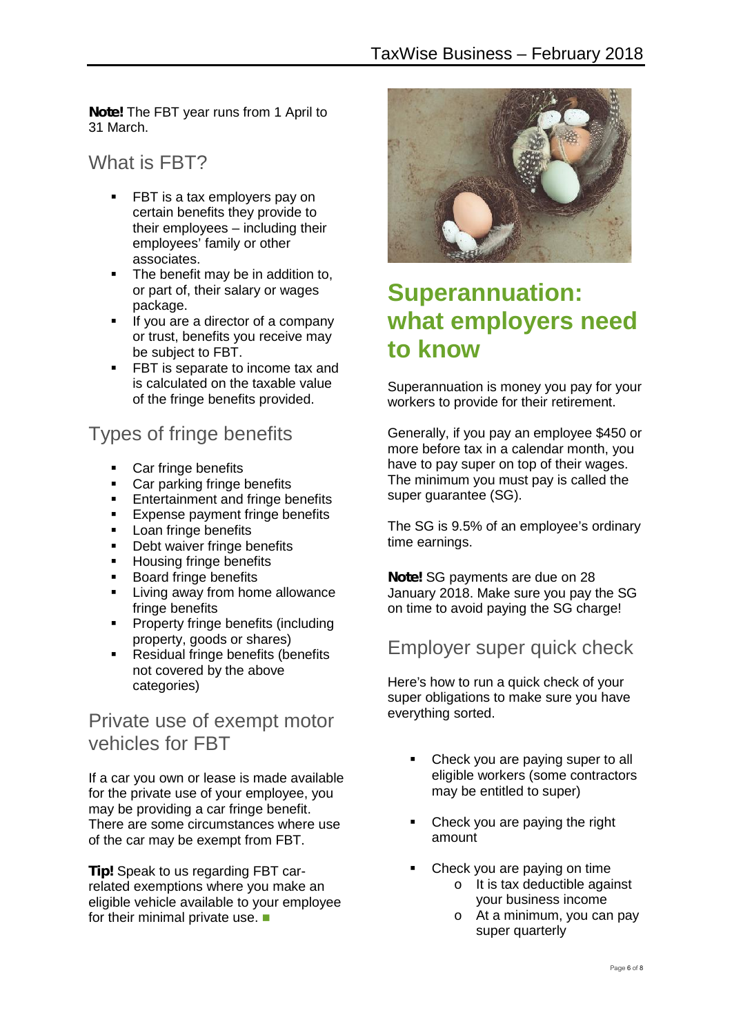**Note!** The FBT year runs from 1 April to 31 March.

## What is FBT?

- FBT is a tax employers pay on certain benefits they provide to their employees – including their employees' family or other associates.
- The benefit may be in addition to, or part of, their salary or wages package.
- If you are a director of a company or trust, benefits you receive may be subject to FBT.
- FBT is separate to income tax and is calculated on the taxable value of the fringe benefits provided.

## Types of fringe benefits

- Car fringe benefits
- Car parking fringe benefits
- Entertainment and fringe benefits
- Expense payment fringe benefits
- Loan fringe benefits
- Debt waiver fringe benefits
- Housing fringe benefits
- Board fringe benefits
- Living away from home allowance fringe benefits
- Property fringe benefits (including property, goods or shares)
- Residual fringe benefits (benefits not covered by the above categories)

## Private use of exempt motor vehicles for FBT

If a car you own or lease is made available for the private use of your employee, you may be providing a car fringe benefit. There are some circumstances where use of the car may be exempt from FBT.

**Tip!** Speak to us regarding FBT car-related exemptions where you make an eligible vehicle available to your employee for their minimal private use. ■

# Superannuation: what employers need to know

Superannuation is money you pay for your workers to provide for their retirement.

Generally, if you pay an employee $450 or more before tax in a calendar month, you have to pay super on top of their wages. The minimum you must pay is called the super guarantee (SG).

The SG is 9.5% of an employee's ordinary time earnings.

**Note!** SG payments are due on 28 January 2018. Make sure you pay the SG on time to avoid paying the SG charge!

## Employer super quick check

Here's how to run a quick check of your super obligations to make sure you have everything sorted.

- Check you are paying super to all eligible workers (some contractors may be entitled to super)
- Check you are paying the right amount
- Check you are paying on time
  - It is tax deductible against your business income
  - At a minimum, you can pay super quarterly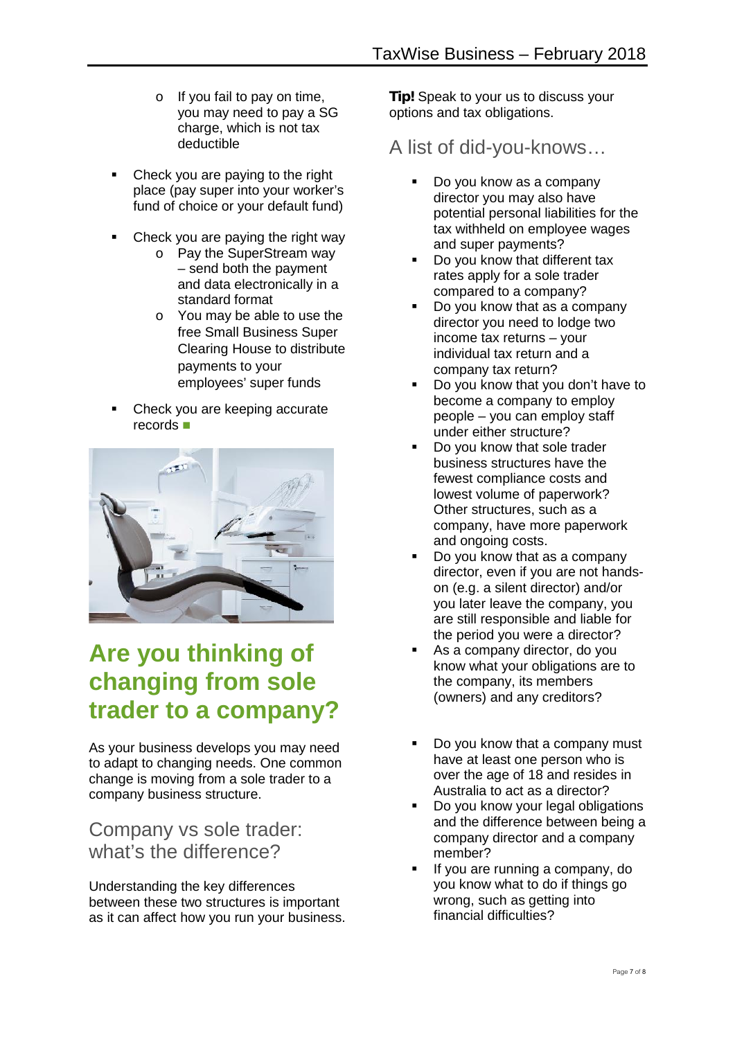- If you fail to pay on time, you may need to pay a SG charge, which is not tax deductible

- Check you are paying to the right place (pay super into your worker's fund of choice or your default fund)

- Check you are paying the right way
  - Pay the SuperStream way – send both the payment and data electronically in a standard format
  - You may be able to use the free Small Business Super Clearing House to distribute payments to your employees' super funds

- Check you are keeping accurate records ■

# Are you thinking of changing from sole trader to a company?

As your business develops you may need to adapt to changing needs. One common change is moving from a sole trader to a company business structure.

## Company vs sole trader: what's the difference?

Understanding the key differences between these two structures is important as it can affect how you run your business.

**Tip!** Speak to your us to discuss your options and tax obligations.

## A list of did-you-knows…

- Do you know as a company director you may also have potential personal liabilities for the tax withheld on employee wages and super payments?
- Do you know that different tax rates apply for a sole trader compared to a company?
- Do you know that as a company director you need to lodge two income tax returns – your individual tax return and a company tax return?
- Do you know that you don't have to become a company to employ people – you can employ staff under either structure?
- Do you know that sole trader business structures have the fewest compliance costs and lowest volume of paperwork? Other structures, such as a company, have more paperwork and ongoing costs.
- Do you know that as a company director, even if you are not hands-on (e.g. a silent director) and/or you later leave the company, you are still responsible and liable for the period you were a director?
- As a company director, do you know what your obligations are to the company, its members (owners) and any creditors?
- Do you know that a company must have at least one person who is over the age of 18 and resides in Australia to act as a director?
- Do you know your legal obligations and the difference between being a company director and a company member?
- If you are running a company, do you know what to do if things go wrong, such as getting into financial difficulties?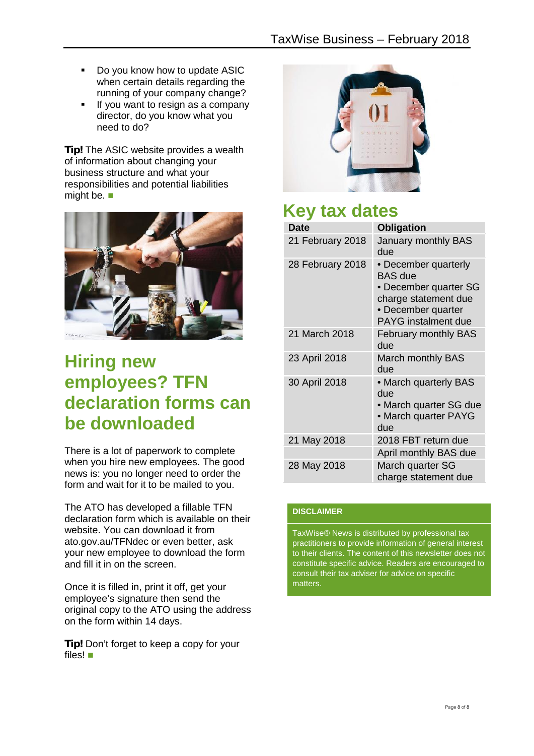- Do you know how to update ASIC when certain details regarding the running of your company change?
- If you want to resign as a company director, do you know what you need to do?

**Tip!** The ASIC website provides a wealth of information about changing your business structure and what your responsibilities and potential liabilities might be. ■

## Hiring new employees? TFN declaration forms can be downloaded

There is a lot of paperwork to complete when you hire new employees. The good news is: you no longer need to order the form and wait for it to be mailed to you.

The ATO has developed a fillable TFN declaration form which is available on their website. You can download it from ato.gov.au/TFNdec or even better, ask your new employee to download the form and fill it in on the screen.

Once it is filled in, print it off, get your employee's signature then send the original copy to the ATO using the address on the form within 14 days.

**Tip!** Don't forget to keep a copy for your files! ■

## Key tax dates

| Date | Obligation |
|---|---|
| 21 February 2018 | January monthly BAS due |
| 28 February 2018 | • December quarterly BAS due<br>• December quarter SG charge statement due<br>• December quarter PAYG instalment due |
| 21 March 2018 | February monthly BAS due |
| 23 April 2018 | March monthly BAS due |
| 30 April 2018 | • March quarterly BAS due<br>• March quarter SG due<br>• March quarter PAYG due |
| 21 May 2018 | 2018 FBT return due |
| | April monthly BAS due |
| 28 May 2018 | March quarter SG charge statement due |

**DISCLAIMER**

TaxWise® News is distributed by professional tax practitioners to provide information of general interest to their clients. The content of this newsletter does not constitute specific advice. Readers are encouraged to consult their tax adviser for advice on specific matters.